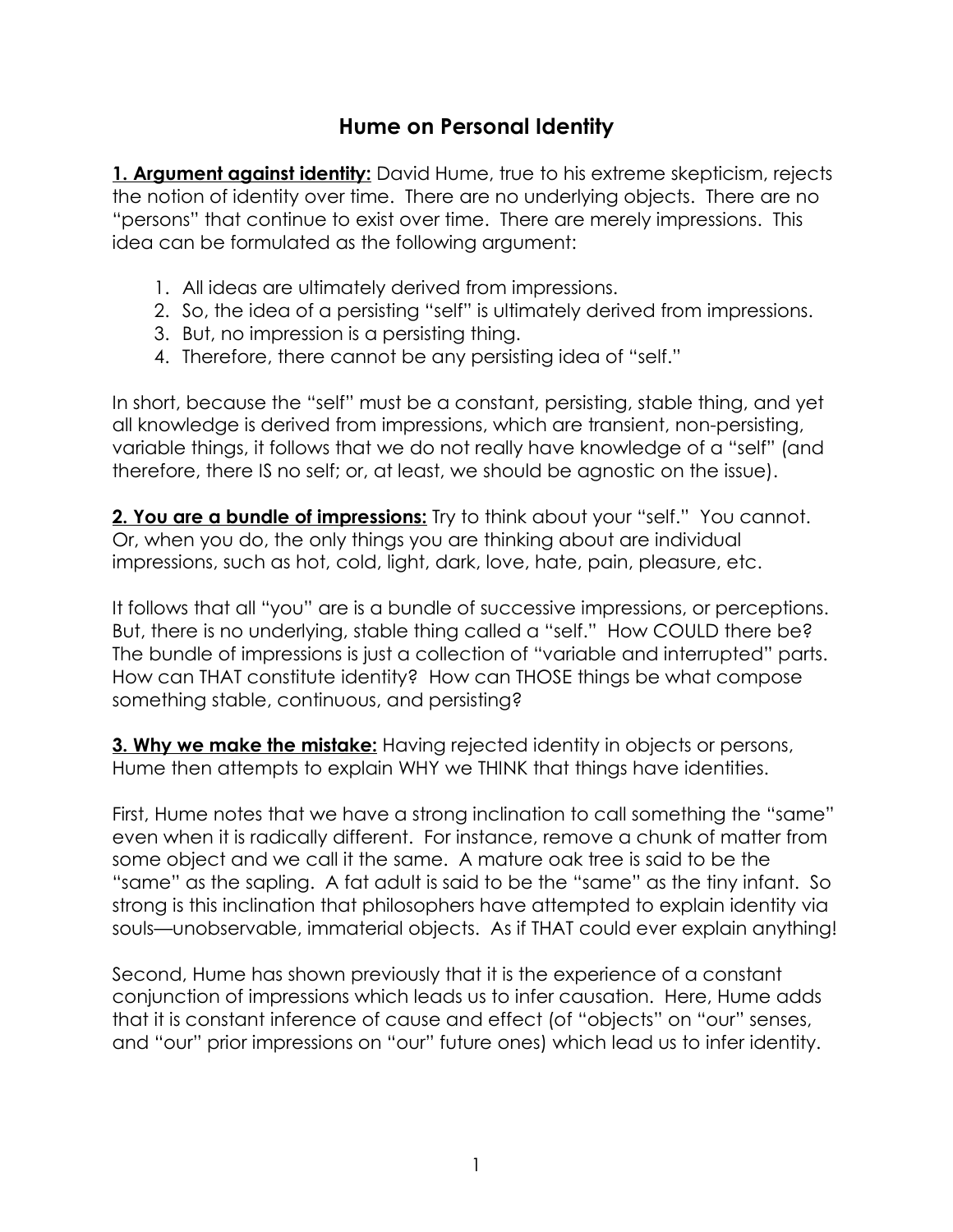# Hume on Personal Identity

**1. Argument against identity:** David Hume, true to his extreme skepticism, rejects the notion of identity over time. There are no underlying objects. There are no "persons" that continue to exist over time. There are merely impressions. This idea can be formulated as the following argument:

1. All ideas are ultimately derived from impressions.
2. So, the idea of a persisting "self" is ultimately derived from impressions.
3. But, no impression is a persisting thing.
4. Therefore, there cannot be any persisting idea of "self."

In short, because the "self" must be a constant, persisting, stable thing, and yet all knowledge is derived from impressions, which are transient, non-persisting, variable things, it follows that we do not really have knowledge of a "self" (and therefore, there IS no self; or, at least, we should be agnostic on the issue).

**2. You are a bundle of impressions:** Try to think about your "self." You cannot. Or, when you do, the only things you are thinking about are individual impressions, such as hot, cold, light, dark, love, hate, pain, pleasure, etc.

It follows that all "you" are is a bundle of successive impressions, or perceptions. But, there is no underlying, stable thing called a "self." How COULD there be? The bundle of impressions is just a collection of "variable and interrupted" parts. How can THAT constitute identity? How can THOSE things be what compose something stable, continuous, and persisting?

**3. Why we make the mistake:** Having rejected identity in objects or persons, Hume then attempts to explain WHY we THINK that things have identities.

First, Hume notes that we have a strong inclination to call something the "same" even when it is radically different. For instance, remove a chunk of matter from some object and we call it the same. A mature oak tree is said to be the "same" as the sapling. A fat adult is said to be the "same" as the tiny infant. So strong is this inclination that philosophers have attempted to explain identity via souls—unobservable, immaterial objects. As if THAT could ever explain anything!

Second, Hume has shown previously that it is the experience of a constant conjunction of impressions which leads us to infer causation. Here, Hume adds that it is constant inference of cause and effect (of "objects" on "our" senses, and "our" prior impressions on "our" future ones) which lead us to infer identity.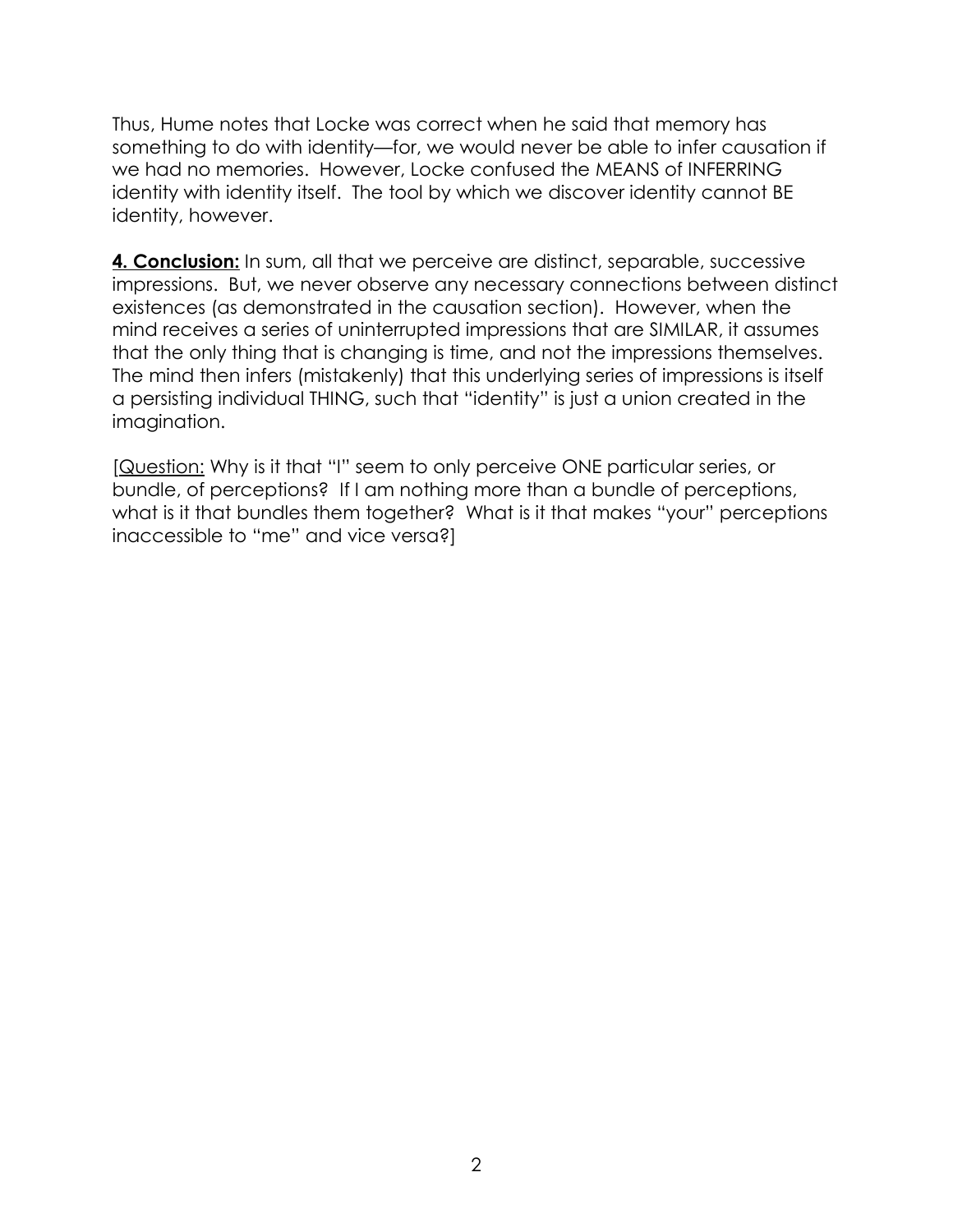Thus, Hume notes that Locke was correct when he said that memory has something to do with identity—for, we would never be able to infer causation if we had no memories. However, Locke confused the MEANS of INFERRING identity with identity itself. The tool by which we discover identity cannot BE identity, however.

**4. Conclusion:** In sum, all that we perceive are distinct, separable, successive impressions. But, we never observe any necessary connections between distinct existences (as demonstrated in the causation section). However, when the mind receives a series of uninterrupted impressions that are SIMILAR, it assumes that the only thing that is changing is time, and not the impressions themselves. The mind then infers (mistakenly) that this underlying series of impressions is itself a persisting individual THING, such that "identity" is just a union created in the imagination.

[Question: Why is it that "I" seem to only perceive ONE particular series, or bundle, of perceptions? If I am nothing more than a bundle of perceptions, what is it that bundles them together? What is it that makes "your" perceptions inaccessible to "me" and vice versa?]